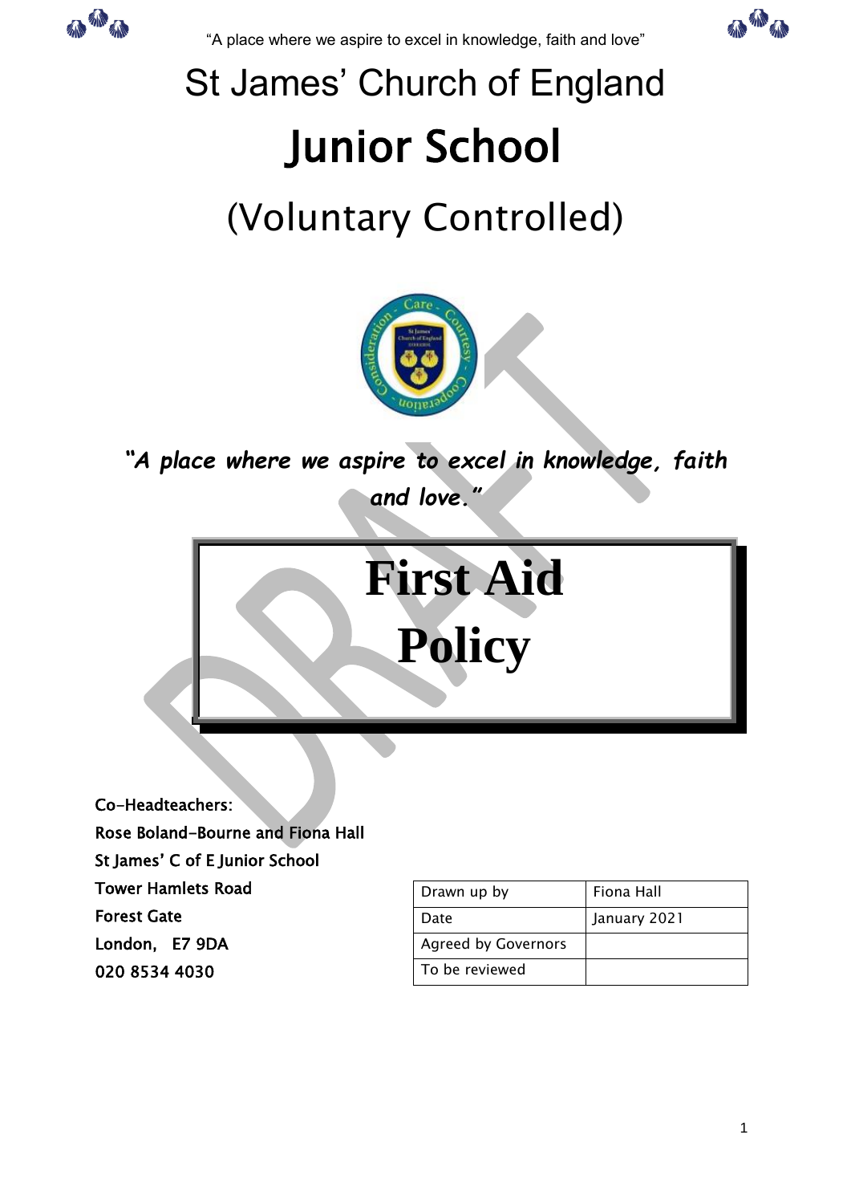"A place where we aspire to excel in knowledge, faith and love"

# St James' Church of England

# Junior School

## (Voluntary Controlled)

***"A place where we aspire to excel in knowledge, faith and love."***

# First Aid Policy

DRAFT

**Co-Headteachers:**
**Rose Boland-Bourne and Fiona Hall**
**St James' C of E Junior School**
**Tower Hamlets Road**
**Forest Gate**
**London, E7 9DA**
**020 8534 4030**

| | |
|---|---|
| Drawn up by | Fiona Hall |
| Date | January 2021 |
| Agreed by Governors | |
| To be reviewed | |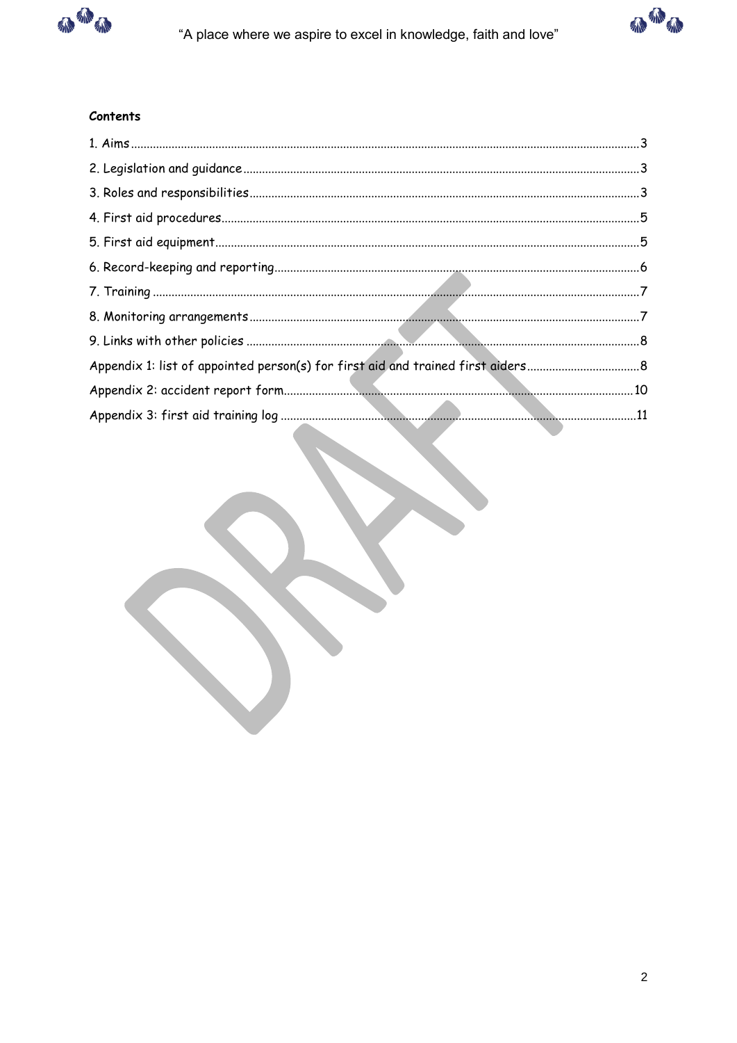**Contents**

1. Aims ........................................................................................................................................3
2. Legislation and guidance ........................................................................................................3
3. Roles and responsibilities .......................................................................................................3
4. First aid procedures ................................................................................................................5
5. First aid equipment .................................................................................................................5
6. Record-keeping and reporting .................................................................................................6
7. Training ...................................................................................................................................7
8. Monitoring arrangements .........................................................................................................7
9. Links with other policies ..........................................................................................................8

Appendix 1: list of appointed person(s) for first aid and trained first aiders ....................................8

Appendix 2: accident report form .................................................................................................10

Appendix 3: first aid training log ...................................................................................................11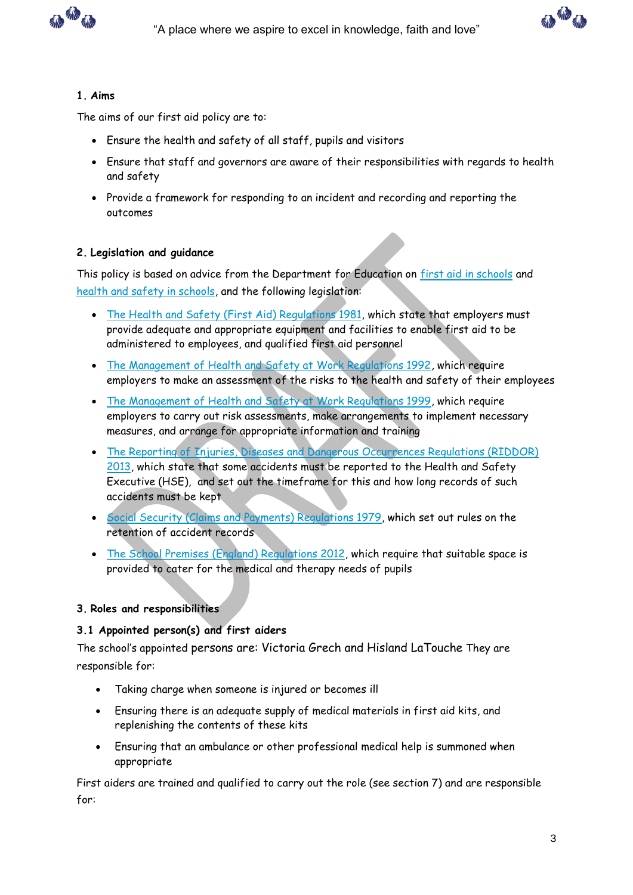## 1. Aims

The aims of our first aid policy are to:

- Ensure the health and safety of all staff, pupils and visitors
- Ensure that staff and governors are aware of their responsibilities with regards to health and safety
- Provide a framework for responding to an incident and recording and reporting the outcomes

## 2. Legislation and guidance

This policy is based on advice from the Department for Education on first aid in schools and health and safety in schools, and the following legislation:

- The Health and Safety (First Aid) Regulations 1981, which state that employers must provide adequate and appropriate equipment and facilities to enable first aid to be administered to employees, and qualified first aid personnel
- The Management of Health and Safety at Work Regulations 1992, which require employers to make an assessment of the risks to the health and safety of their employees
- The Management of Health and Safety at Work Regulations 1999, which require employers to carry out risk assessments, make arrangements to implement necessary measures, and arrange for appropriate information and training
- The Reporting of Injuries, Diseases and Dangerous Occurrences Regulations (RIDDOR) 2013, which state that some accidents must be reported to the Health and Safety Executive (HSE), and set out the timeframe for this and how long records of such accidents must be kept
- Social Security (Claims and Payments) Regulations 1979, which set out rules on the retention of accident records
- The School Premises (England) Regulations 2012, which require that suitable space is provided to cater for the medical and therapy needs of pupils

## 3. Roles and responsibilities

### 3.1 Appointed person(s) and first aiders

The school's appointed persons are: Victoria Grech and Hisland LaTouche They are responsible for:

- Taking charge when someone is injured or becomes ill
- Ensuring there is an adequate supply of medical materials in first aid kits, and replenishing the contents of these kits
- Ensuring that an ambulance or other professional medical help is summoned when appropriate

First aiders are trained and qualified to carry out the role (see section 7) and are responsible for: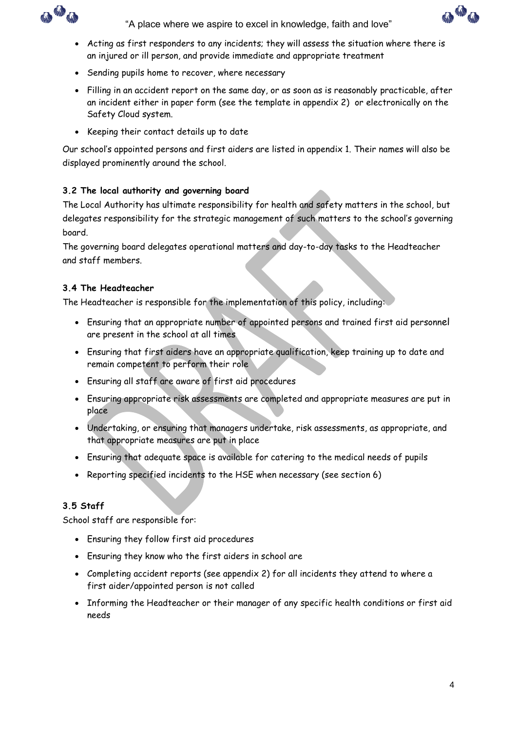- Acting as first responders to any incidents; they will assess the situation where there is an injured or ill person, and provide immediate and appropriate treatment
- Sending pupils home to recover, where necessary
- Filling in an accident report on the same day, or as soon as is reasonably practicable, after an incident either in paper form (see the template in appendix 2) or electronically on the Safety Cloud system.
- Keeping their contact details up to date

Our school's appointed persons and first aiders are listed in appendix 1. Their names will also be displayed prominently around the school.

### 3.2 The local authority and governing board

The Local Authority has ultimate responsibility for health and safety matters in the school, but delegates responsibility for the strategic management of such matters to the school's governing board.

The governing board delegates operational matters and day-to-day tasks to the Headteacher and staff members.

### 3.4 The Headteacher

The Headteacher is responsible for the implementation of this policy, including:

- Ensuring that an appropriate number of appointed persons and trained first aid personnel are present in the school at all times
- Ensuring that first aiders have an appropriate qualification, keep training up to date and remain competent to perform their role
- Ensuring all staff are aware of first aid procedures
- Ensuring appropriate risk assessments are completed and appropriate measures are put in place
- Undertaking, or ensuring that managers undertake, risk assessments, as appropriate, and that appropriate measures are put in place
- Ensuring that adequate space is available for catering to the medical needs of pupils
- Reporting specified incidents to the HSE when necessary (see section 6)

### 3.5 Staff

School staff are responsible for:

- Ensuring they follow first aid procedures
- Ensuring they know who the first aiders in school are
- Completing accident reports (see appendix 2) for all incidents they attend to where a first aider/appointed person is not called
- Informing the Headteacher or their manager of any specific health conditions or first aid needs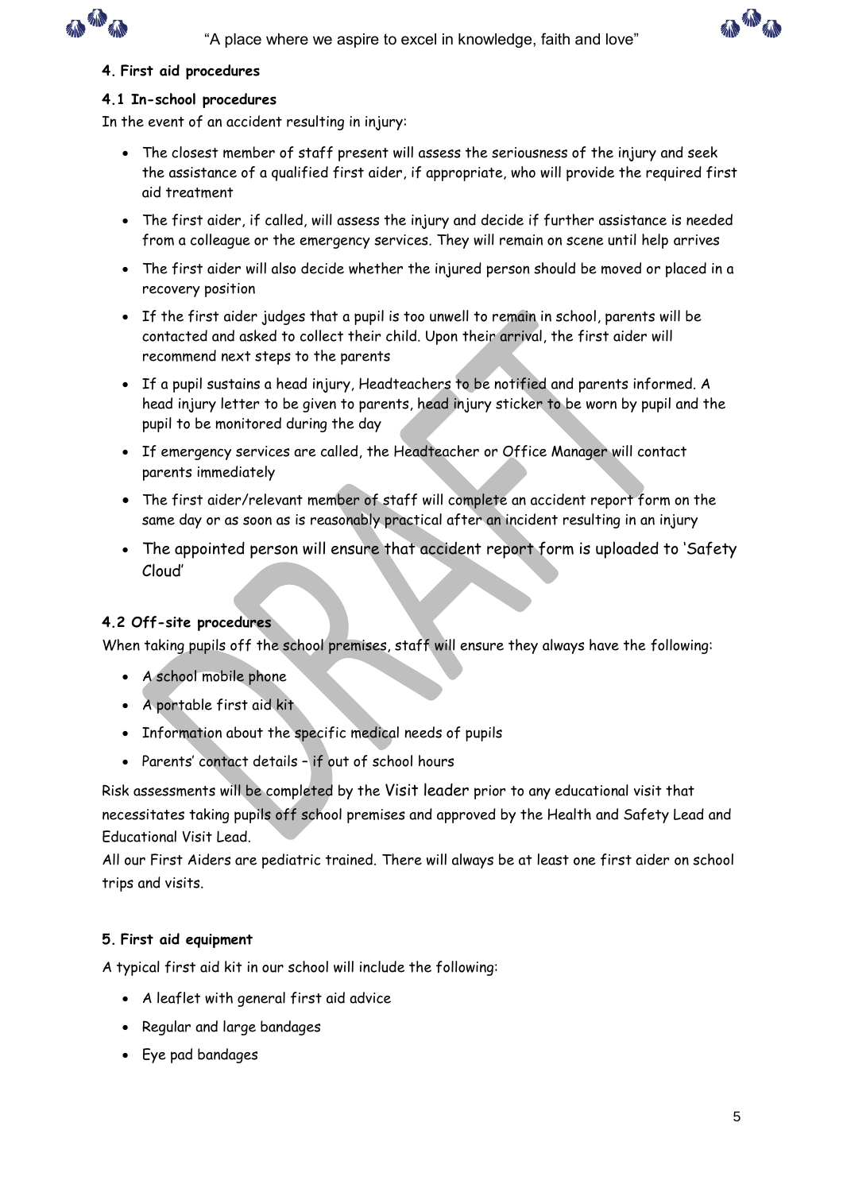## 4. First aid procedures

### 4.1 In-school procedures

In the event of an accident resulting in injury:

- The closest member of staff present will assess the seriousness of the injury and seek the assistance of a qualified first aider, if appropriate, who will provide the required first aid treatment
- The first aider, if called, will assess the injury and decide if further assistance is needed from a colleague or the emergency services. They will remain on scene until help arrives
- The first aider will also decide whether the injured person should be moved or placed in a recovery position
- If the first aider judges that a pupil is too unwell to remain in school, parents will be contacted and asked to collect their child. Upon their arrival, the first aider will recommend next steps to the parents
- If a pupil sustains a head injury, Headteachers to be notified and parents informed. A head injury letter to be given to parents, head injury sticker to be worn by pupil and the pupil to be monitored during the day
- If emergency services are called, the Headteacher or Office Manager will contact parents immediately
- The first aider/relevant member of staff will complete an accident report form on the same day or as soon as is reasonably practical after an incident resulting in an injury
- The appointed person will ensure that accident report form is uploaded to 'Safety Cloud'

### 4.2 Off-site procedures

When taking pupils off the school premises, staff will ensure they always have the following:

- A school mobile phone
- A portable first aid kit
- Information about the specific medical needs of pupils
- Parents' contact details – if out of school hours

Risk assessments will be completed by the Visit leader prior to any educational visit that necessitates taking pupils off school premises and approved by the Health and Safety Lead and Educational Visit Lead.

All our First Aiders are pediatric trained. There will always be at least one first aider on school trips and visits.

## 5. First aid equipment

A typical first aid kit in our school will include the following:

- A leaflet with general first aid advice
- Regular and large bandages
- Eye pad bandages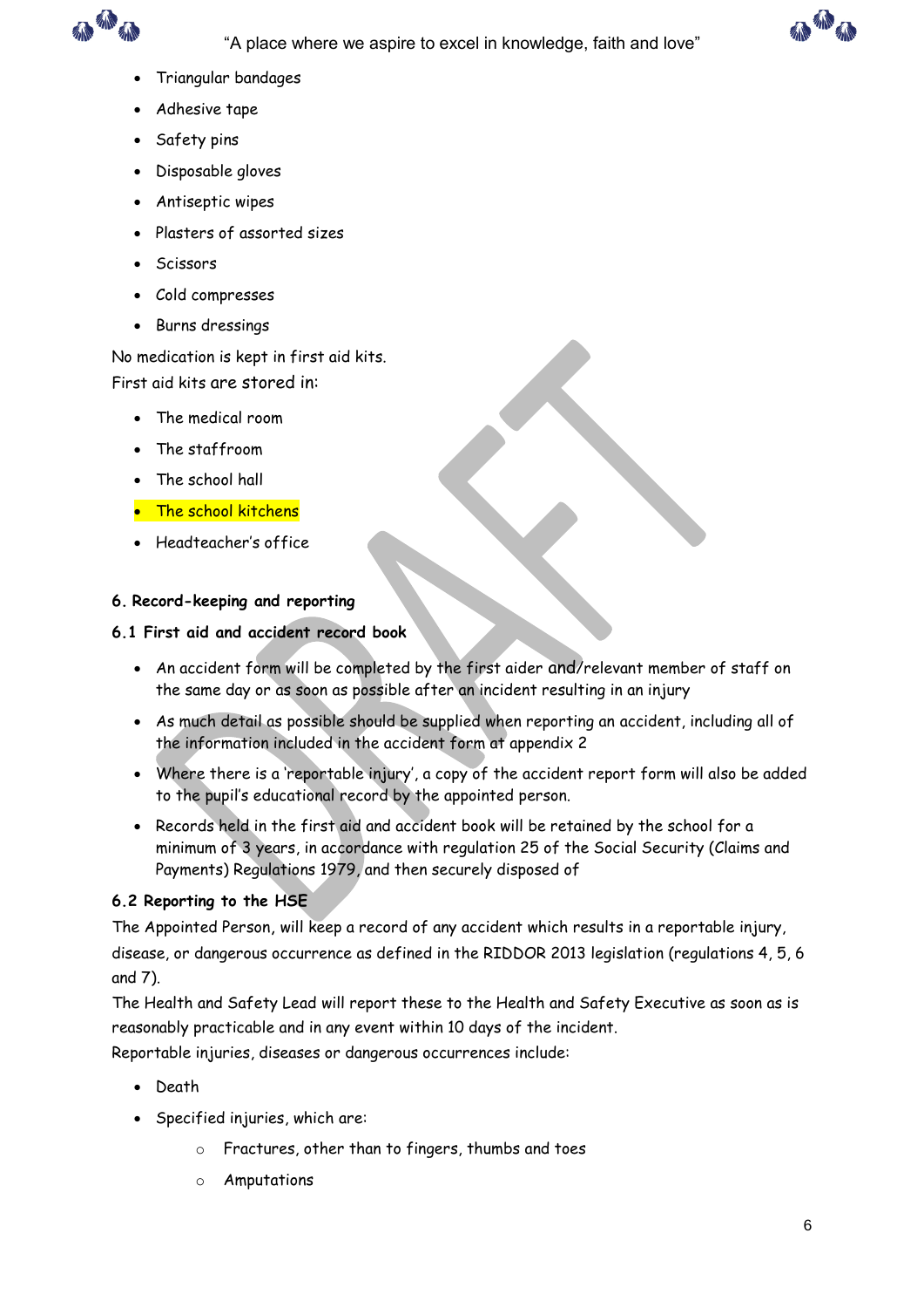- Triangular bandages
- Adhesive tape
- Safety pins
- Disposable gloves
- Antiseptic wipes
- Plasters of assorted sizes
- Scissors
- Cold compresses
- Burns dressings

No medication is kept in first aid kits.
First aid kits are stored in:

- The medical room
- The staffroom
- The school hall
- The school kitchens
- Headteacher's office

### 6. Record-keeping and reporting

#### 6.1 First aid and accident record book

- An accident form will be completed by the first aider and/relevant member of staff on the same day or as soon as possible after an incident resulting in an injury
- As much detail as possible should be supplied when reporting an accident, including all of the information included in the accident form at appendix 2
- Where there is a 'reportable injury', a copy of the accident report form will also be added to the pupil's educational record by the appointed person.
- Records held in the first aid and accident book will be retained by the school for a minimum of 3 years, in accordance with regulation 25 of the Social Security (Claims and Payments) Regulations 1979, and then securely disposed of

#### 6.2 Reporting to the HSE

The Appointed Person, will keep a record of any accident which results in a reportable injury, disease, or dangerous occurrence as defined in the RIDDOR 2013 legislation (regulations 4, 5, 6 and 7).
The Health and Safety Lead will report these to the Health and Safety Executive as soon as is reasonably practicable and in any event within 10 days of the incident.
Reportable injuries, diseases or dangerous occurrences include:

- Death
- Specified injuries, which are:
  - Fractures, other than to fingers, thumbs and toes
  - Amputations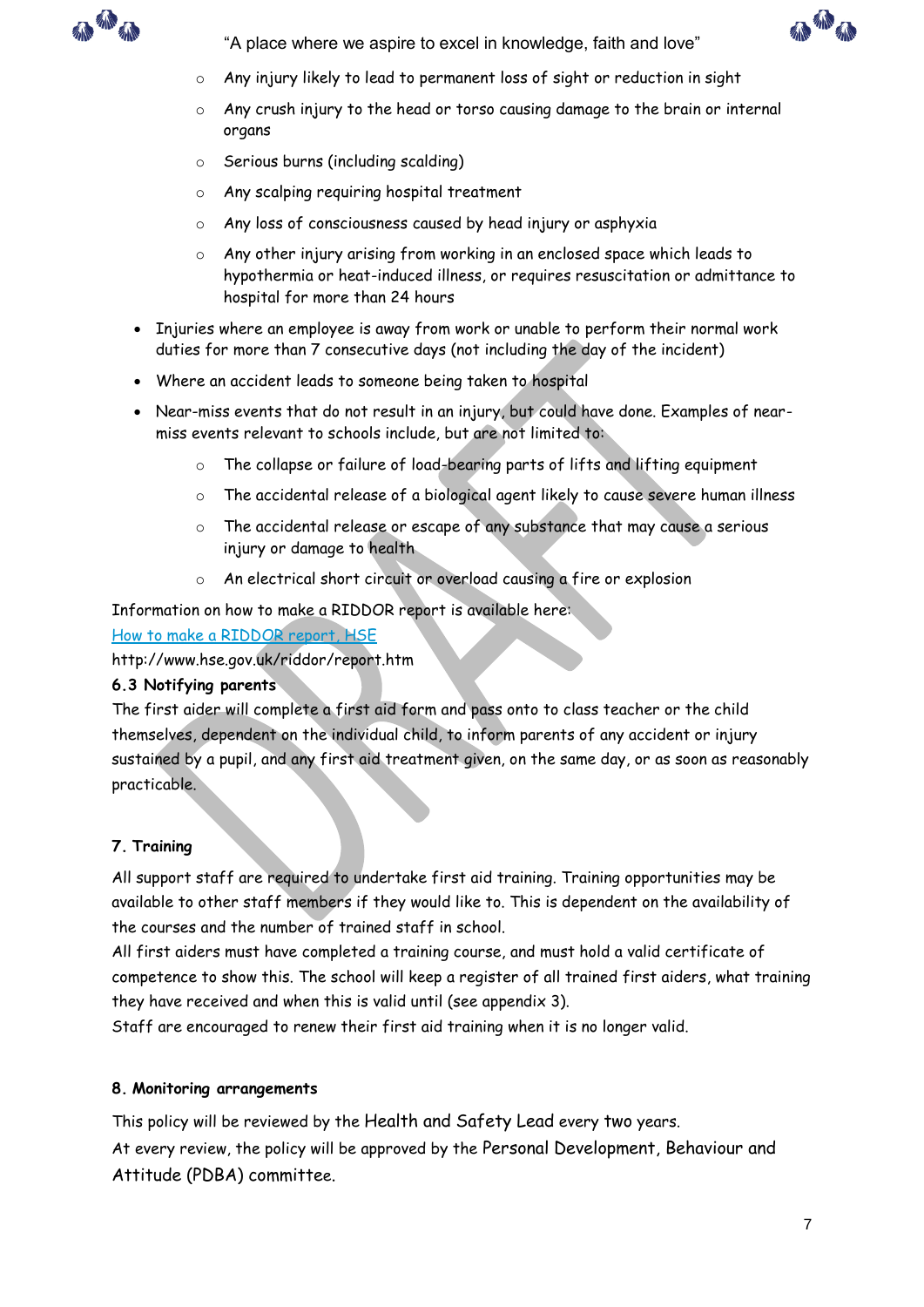- Any injury likely to lead to permanent loss of sight or reduction in sight
    - Any crush injury to the head or torso causing damage to the brain or internal organs
    - Serious burns (including scalding)
    - Any scalping requiring hospital treatment
    - Any loss of consciousness caused by head injury or asphyxia
    - Any other injury arising from working in an enclosed space which leads to hypothermia or heat-induced illness, or requires resuscitation or admittance to hospital for more than 24 hours
- Injuries where an employee is away from work or unable to perform their normal work duties for more than 7 consecutive days (not including the day of the incident)
- Where an accident leads to someone being taken to hospital
- Near-miss events that do not result in an injury, but could have done. Examples of near-miss events relevant to schools include, but are not limited to:
    - The collapse or failure of load-bearing parts of lifts and lifting equipment
    - The accidental release of a biological agent likely to cause severe human illness
    - The accidental release or escape of any substance that may cause a serious injury or damage to health
    - An electrical short circuit or overload causing a fire or explosion

Information on how to make a RIDDOR report is available here:
[How to make a RIDDOR report, HSE](http://www.hse.gov.uk/riddor/report.htm)
http://www.hse.gov.uk/riddor/report.htm

### 6.3 Notifying parents

The first aider will complete a first aid form and pass onto to class teacher or the child themselves, dependent on the individual child, to inform parents of any accident or injury sustained by a pupil, and any first aid treatment given, on the same day, or as soon as reasonably practicable.

## 7. Training

All support staff are required to undertake first aid training. Training opportunities may be available to other staff members if they would like to. This is dependent on the availability of the courses and the number of trained staff in school.
All first aiders must have completed a training course, and must hold a valid certificate of competence to show this. The school will keep a register of all trained first aiders, what training they have received and when this is valid until (see appendix 3).
Staff are encouraged to renew their first aid training when it is no longer valid.

## 8. Monitoring arrangements

This policy will be reviewed by the Health and Safety Lead every two years.
At every review, the policy will be approved by the Personal Development, Behaviour and Attitude (PDBA) committee.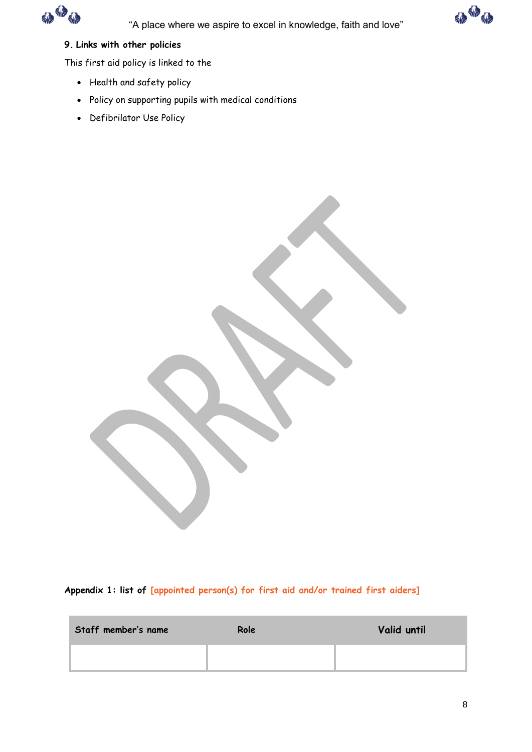## 9. Links with other policies

This first aid policy is linked to the

- Health and safety policy
- Policy on supporting pupils with medical conditions
- Defibrilator Use Policy

**Appendix 1: list of [appointed person(s) for first aid and/or trained first aiders]**

| Staff member's name | Role | Valid until |
| --- | --- | --- |
| | | |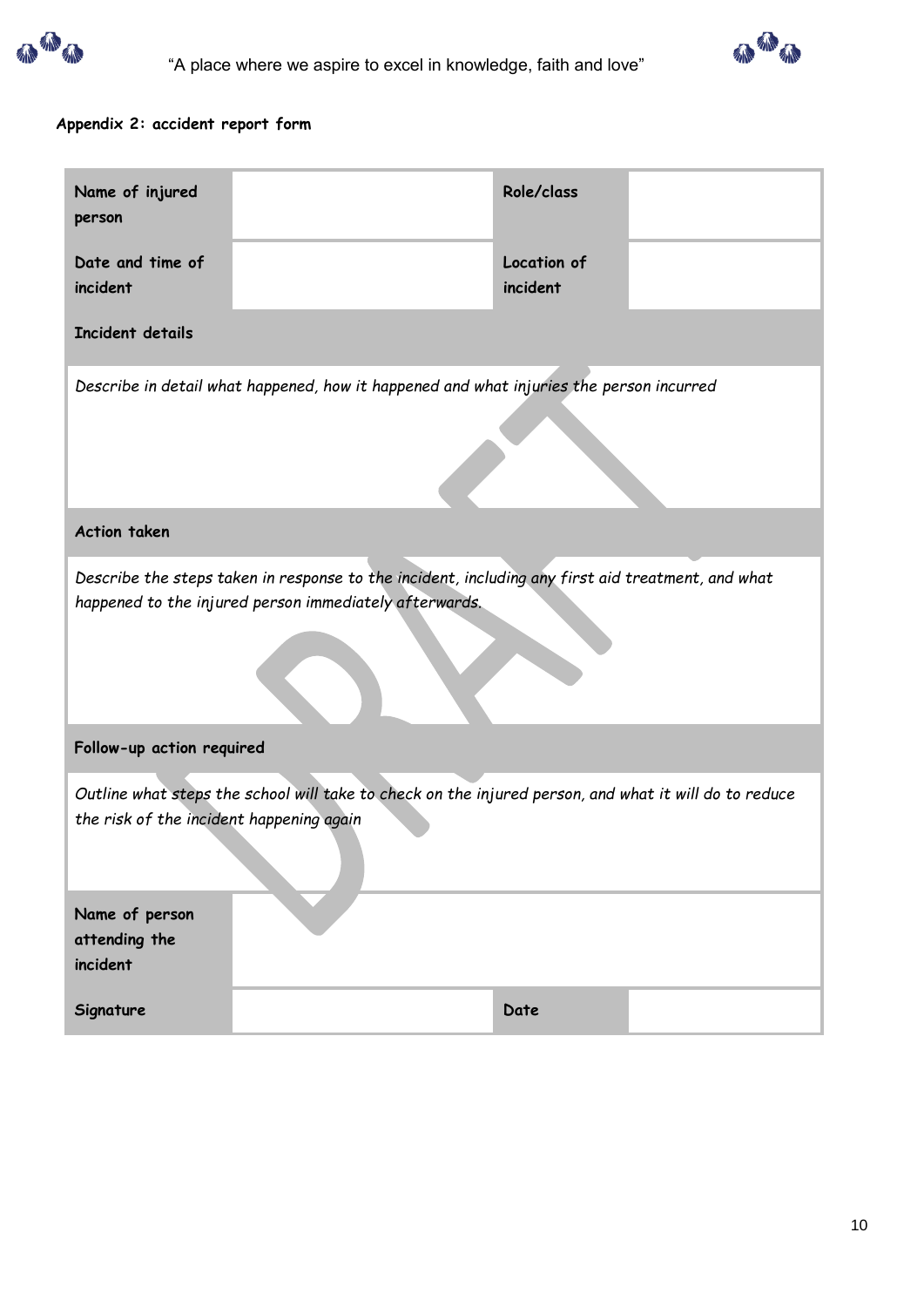**Appendix 2: accident report form**

| Name of injured person | | Role/class | |
|---|---|---|---|
| Date and time of incident | | Location of incident | |
| **Incident details** | | | |
| *Describe in detail what happened, how it happened and what injuries the person incurred* | | | |
| **Action taken** | | | |
| *Describe the steps taken in response to the incident, including any first aid treatment, and what happened to the injured person immediately afterwards.* | | | |
| **Follow-up action required** | | | |
| *Outline what steps the school will take to check on the injured person, and what it will do to reduce the risk of the incident happening again* | | | |
| Name of person attending the incident | | | |
| Signature | | Date | |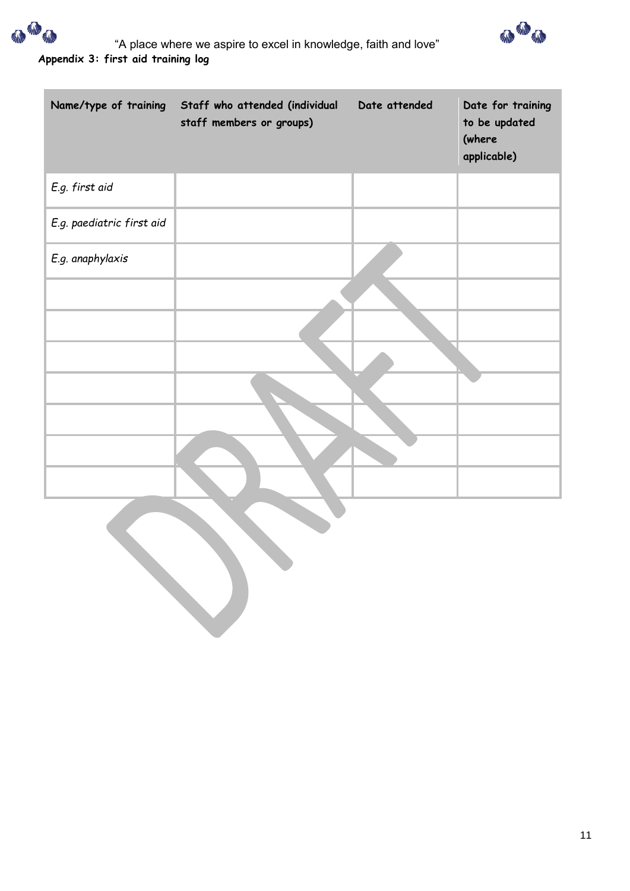"A place where we aspire to excel in knowledge, faith and love"

**Appendix 3: first aid training log**

| Name/type of training | Staff who attended (individual staff members or groups) | Date attended | Date for training to be updated (where applicable) |
|---|---|---|---|
| *E.g. first aid* | | | |
| *E.g. paediatric first aid* | | | |
| *E.g. anaphylaxis* | | | |
| | | | |
| | | | |
| | | | |
| | | | |
| | | | |
| | | | |
| | | | |